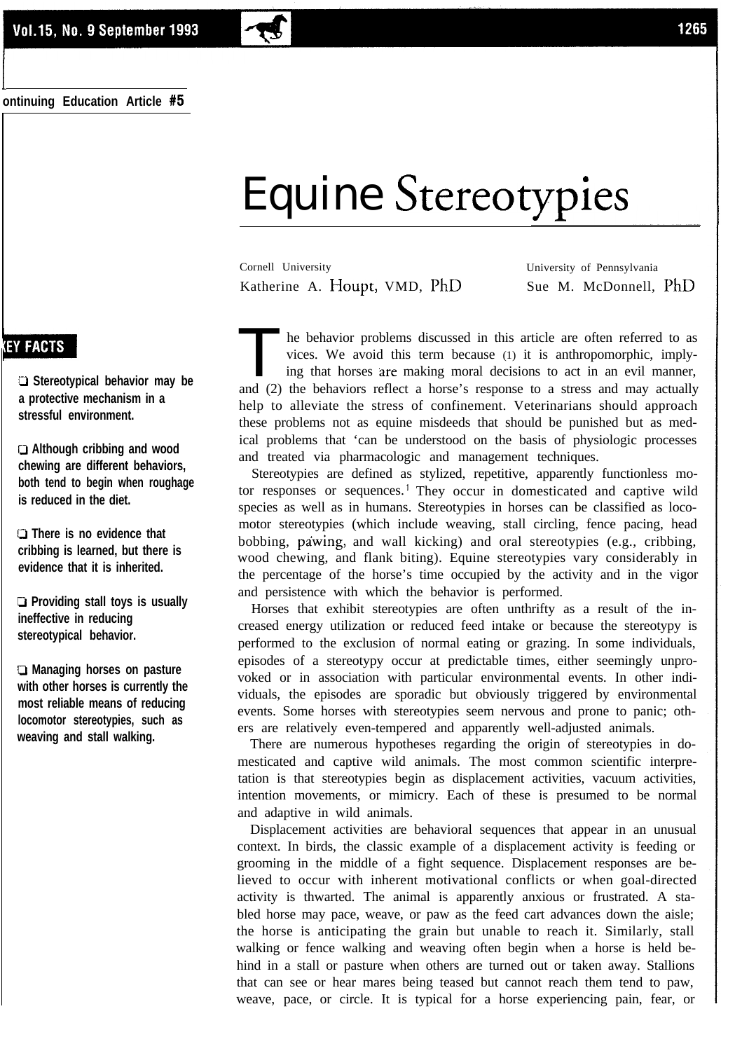Continuing Education Article #5

# Equine Stereotypies

Cornell University
Katherine A. Houpt, VMD, PhD

University of Pennsylvania
Sue M. McDonnell, PhD

## KEY FACTS

- Stereotypical behavior may be a protective mechanism in a stressful environment.
- Although cribbing and wood chewing are different behaviors, both tend to begin when roughage is reduced in the diet.
- There is no evidence that cribbing is learned, but there is evidence that it is inherited.
- Providing stall toys is usually ineffective in reducing stereotypical behavior.
- Managing horses on pasture with other horses is currently the most reliable means of reducing locomotor stereotypies, such as weaving and stall walking.

The behavior problems discussed in this article are often referred to as vices. We avoid this term because (1) it is anthropomorphic, implying that horses are making moral decisions to act in an evil manner, and (2) the behaviors reflect a horse's response to a stress and may actually help to alleviate the stress of confinement. Veterinarians should approach these problems not as equine misdeeds that should be punished but as medical problems that 'can be understood on the basis of physiologic processes and treated via pharmacologic and management techniques.

Stereotypies are defined as stylized, repetitive, apparently functionless motor responses or sequences.[1] They occur in domesticated and captive wild species as well as in humans. Stereotypies in horses can be classified as locomotor stereotypies (which include weaving, stall circling, fence pacing, head bobbing, pawing, and wall kicking) and oral stereotypies (e.g., cribbing, wood chewing, and flank biting). Equine stereotypies vary considerably in the percentage of the horse's time occupied by the activity and in the vigor and persistence with which the behavior is performed.

Horses that exhibit stereotypies are often unthrifty as a result of the increased energy utilization or reduced feed intake or because the stereotypy is performed to the exclusion of normal eating or grazing. In some individuals, episodes of a stereotypy occur at predictable times, either seemingly unprovoked or in association with particular environmental events. In other individuals, the episodes are sporadic but obviously triggered by environmental events. Some horses with stereotypies seem nervous and prone to panic; others are relatively even-tempered and apparently well-adjusted animals.

There are numerous hypotheses regarding the origin of stereotypies in domesticated and captive wild animals. The most common scientific interpretation is that stereotypies begin as displacement activities, vacuum activities, intention movements, or mimicry. Each of these is presumed to be normal and adaptive in wild animals.

Displacement activities are behavioral sequences that appear in an unusual context. In birds, the classic example of a displacement activity is feeding or grooming in the middle of a fight sequence. Displacement responses are believed to occur with inherent motivational conflicts or when goal-directed activity is thwarted. The animal is apparently anxious or frustrated. A stabled horse may pace, weave, or paw as the feed cart advances down the aisle; the horse is anticipating the grain but unable to reach it. Similarly, stall walking or fence walking and weaving often begin when a horse is held behind in a stall or pasture when others are turned out or taken away. Stallions that can see or hear mares being teased but cannot reach them tend to paw, weave, pace, or circle. It is typical for a horse experiencing pain, fear, or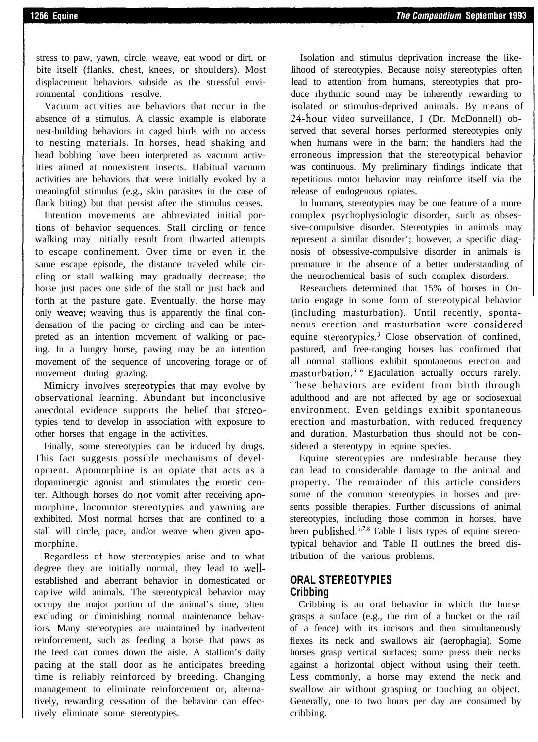stress to paw, yawn, circle, weave, eat wood or dirt, or bite itself (flanks, chest, knees, or shoulders). Most displacement behaviors subside as the stressful environmental conditions resolve.

Vacuum activities are behaviors that occur in the absence of a stimulus. A classic example is elaborate nest-building behaviors in caged birds with no access to nesting materials. In horses, head shaking and head bobbing have been interpreted as vacuum activities aimed at nonexistent insects. Habitual vacuum activities are behaviors that were initially evoked by a meaningful stimulus (e.g., skin parasites in the case of flank biting) but that persist after the stimulus ceases.

Intention movements are abbreviated initial portions of behavior sequences. Stall circling or fence walking may initially result from thwarted attempts to escape confinement. Over time or even in the same escape episode, the distance traveled while circling or stall walking may gradually decrease; the horse just paces one side of the stall or just back and forth at the pasture gate. Eventually, the horse may only weave; weaving thus is apparently the final condensation of the pacing or circling and can be interpreted as an intention movement of walking or pacing. In a hungry horse, pawing may be an intention movement of the sequence of uncovering forage or of movement during grazing.

Mimicry involves stereotypies that may evolve by observational learning. Abundant but inconclusive anecdotal evidence supports the belief that stereotypies tend to develop in association with exposure to other horses that engage in the activities.

Finally, some stereotypies can be induced by drugs. This fact suggests possible mechanisms of development. Apomorphine is an opiate that acts as a dopaminergic agonist and stimulates the emetic center. Although horses do not vomit after receiving apomorphine, locomotor stereotypies and yawning are exhibited. Most normal horses that are confined to a stall will circle, pace, and/or weave when given apomorphine.

Regardless of how stereotypies arise and to what degree they are initially normal, they lead to well-established and aberrant behavior in domesticated or captive wild animals. The stereotypical behavior may occupy the major portion of the animal's time, often excluding or diminishing normal maintenance behaviors. Many stereotypies are maintained by inadvertent reinforcement, such as feeding a horse that paws as the feed cart comes down the aisle. A stallion's daily pacing at the stall door as he anticipates breeding time is reliably reinforced by breeding. Changing management to eliminate reinforcement or, alternatively, rewarding cessation of the behavior can effectively eliminate some stereotypies.

Isolation and stimulus deprivation increase the likelihood of stereotypies. Because noisy stereotypies often lead to attention from humans, stereotypies that produce rhythmic sound may be inherently rewarding to isolated or stimulus-deprived animals. By means of 24-hour video surveillance, I (Dr. McDonnell) observed that several horses performed stereotypies only when humans were in the barn; the handlers had the erroneous impression that the stereotypical behavior was continuous. My preliminary findings indicate that repetitious motor behavior may reinforce itself via the release of endogenous opiates.

In humans, stereotypies may be one feature of a more complex psychophysiologic disorder, such as obsessive-compulsive disorder. Stereotypies in animals may represent a similar disorder[1]; however, a specific diagnosis of obsessive-compulsive disorder in animals is premature in the absence of a better understanding of the neurochemical basis of such complex disorders.

Researchers determined that 15% of horses in Ontario engage in some form of stereotypical behavior (including masturbation). Until recently, spontaneous erection and masturbation were considered equine stereotypies.[3] Close observation of confined, pastured, and free-ranging horses has confirmed that all normal stallions exhibit spontaneous erection and masturbation.[4-6] Ejaculation actually occurs rarely. These behaviors are evident from birth through adulthood and are not affected by age or sociosexual environment. Even geldings exhibit spontaneous erection and masturbation, with reduced frequency and duration. Masturbation thus should not be considered a stereotypy in equine species.

Equine stereotypies are undesirable because they can lead to considerable damage to the animal and property. The remainder of this article considers some of the common stereotypies in horses and presents possible therapies. Further discussions of animal stereotypies, including those common in horses, have been published.[1,7,8] Table I lists types of equine stereotypical behavior and Table II outlines the breed distribution of the various problems.

## ORAL STEREOTYPIES

### Cribbing

Cribbing is an oral behavior in which the horse grasps a surface (e.g., the rim of a bucket or the rail of a fence) with its incisors and then simultaneously flexes its neck and swallows air (aerophagia). Some horses grasp vertical surfaces; some press their necks against a horizontal object without using their teeth. Less commonly, a horse may extend the neck and swallow air without grasping or touching an object. Generally, one to two hours per day are consumed by cribbing.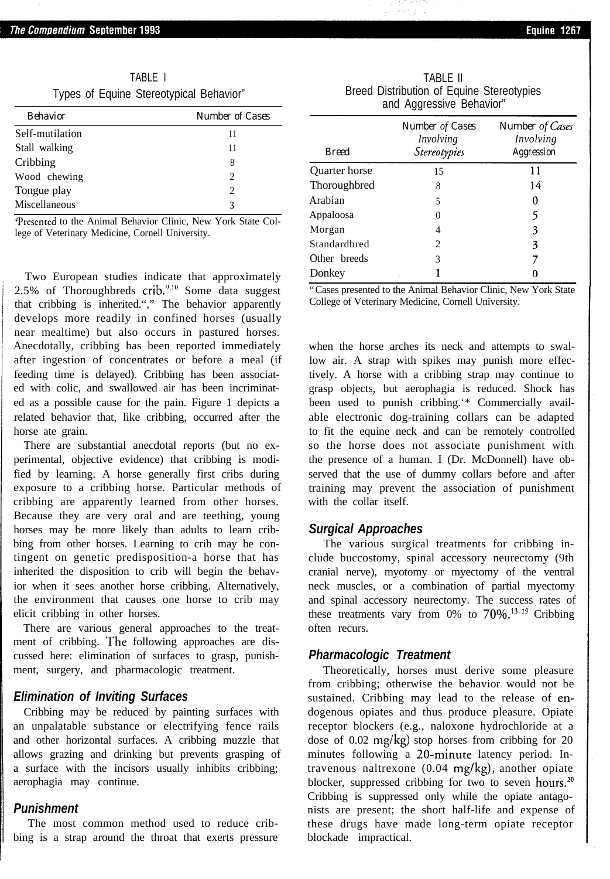TABLE I

Types of Equine Stereotypical Behavior[a]

| Behavior | Number of Cases |
|---|---|
| Self-mutilation | 11 |
| Stall walking | 11 |
| Cribbing | 8 |
| Wood chewing | 2 |
| Tongue play | 2 |
| Miscellaneous | 3 |

[a]Presented to the Animal Behavior Clinic, New York State College of Veterinary Medicine, Cornell University.

TABLE II

Breed Distribution of Equine Stereotypies and Aggressive Behavior[a]

| Breed | Number of Cases Involving Stereotypies | Number of Cases Involving Aggression |
|---|---|---|
| Quarter horse | 15 | 11 |
| Thoroughbred | 8 | 14 |
| Arabian | 5 | 0 |
| Appaloosa | 0 | 5 |
| Morgan | 4 | 3 |
| Standardbred | 2 | 3 |
| Other breeds | 3 | 7 |
| Donkey | 1 | 0 |

[a]Cases presented to the Animal Behavior Clinic, New York State College of Veterinary Medicine, Cornell University.

Two European studies indicate that approximately 2.5% of Thoroughbreds crib.[9,10] Some data suggest that cribbing is inherited.“,” The behavior apparently develops more readily in confined horses (usually near mealtime) but also occurs in pastured horses. Anecdotally, cribbing has been reported immediately after ingestion of concentrates or before a meal (if feeding time is delayed). Cribbing has been associated with colic, and swallowed air has been incriminated as a possible cause for the pain. Figure 1 depicts a related behavior that, like cribbing, occurred after the horse ate grain.

There are substantial anecdotal reports (but no experimental, objective evidence) that cribbing is modified by learning. A horse generally first cribs during exposure to a cribbing horse. Particular methods of cribbing are apparently learned from other horses. Because they are very oral and are teething, young horses may be more likely than adults to learn cribbing from other horses. Learning to crib may be contingent on genetic predisposition-a horse that has inherited the disposition to crib will begin the behavior when it sees another horse cribbing. Alternatively, the environment that causes one horse to crib may elicit cribbing in other horses.

There are various general approaches to the treatment of cribbing. The following approaches are discussed here: elimination of surfaces to grasp, punishment, surgery, and pharmacologic treatment.

### Elimination of Inviting Surfaces

Cribbing may be reduced by painting surfaces with an unpalatable substance or electrifying fence rails and other horizontal surfaces. A cribbing muzzle that allows grazing and drinking but prevents grasping of a surface with the incisors usually inhibits cribbing; aerophagia may continue.

### Punishment

The most common method used to reduce cribbing is a strap around the throat that exerts pressure when the horse arches its neck and attempts to swallow air. A strap with spikes may punish more effectively. A horse with a cribbing strap may continue to grasp objects, but aerophagia is reduced. Shock has been used to punish cribbing.‘* Commercially available electronic dog-training collars can be adapted to fit the equine neck and can be remotely controlled so the horse does not associate punishment with the presence of a human. I (Dr. McDonnell) have observed that the use of dummy collars before and after training may prevent the association of punishment with the collar itself.

### Surgical Approaches

The various surgical treatments for cribbing include buccostomy, spinal accessory neurectomy (9th cranial nerve), myotomy or myectomy of the ventral neck muscles, or a combination of partial myectomy and spinal accessory neurectomy. The success rates of these treatments vary from 0% to 70%.[13–19] Cribbing often recurs.

### Pharmacologic Treatment

Theoretically, horses must derive some pleasure from cribbing; otherwise the behavior would not be sustained. Cribbing may lead to the release of endogenous opiates and thus produce pleasure. Opiate receptor blockers (e.g., naloxone hydrochloride at a dose of 0.02 mg/kg) stop horses from cribbing for 20 minutes following a 20-minute latency period. Intravenous naltrexone (0.04 mg/kg), another opiate blocker, suppressed cribbing for two to seven hours.[20] Cribbing is suppressed only while the opiate antagonists are present; the short half-life and expense of these drugs have made long-term opiate receptor blockade impractical.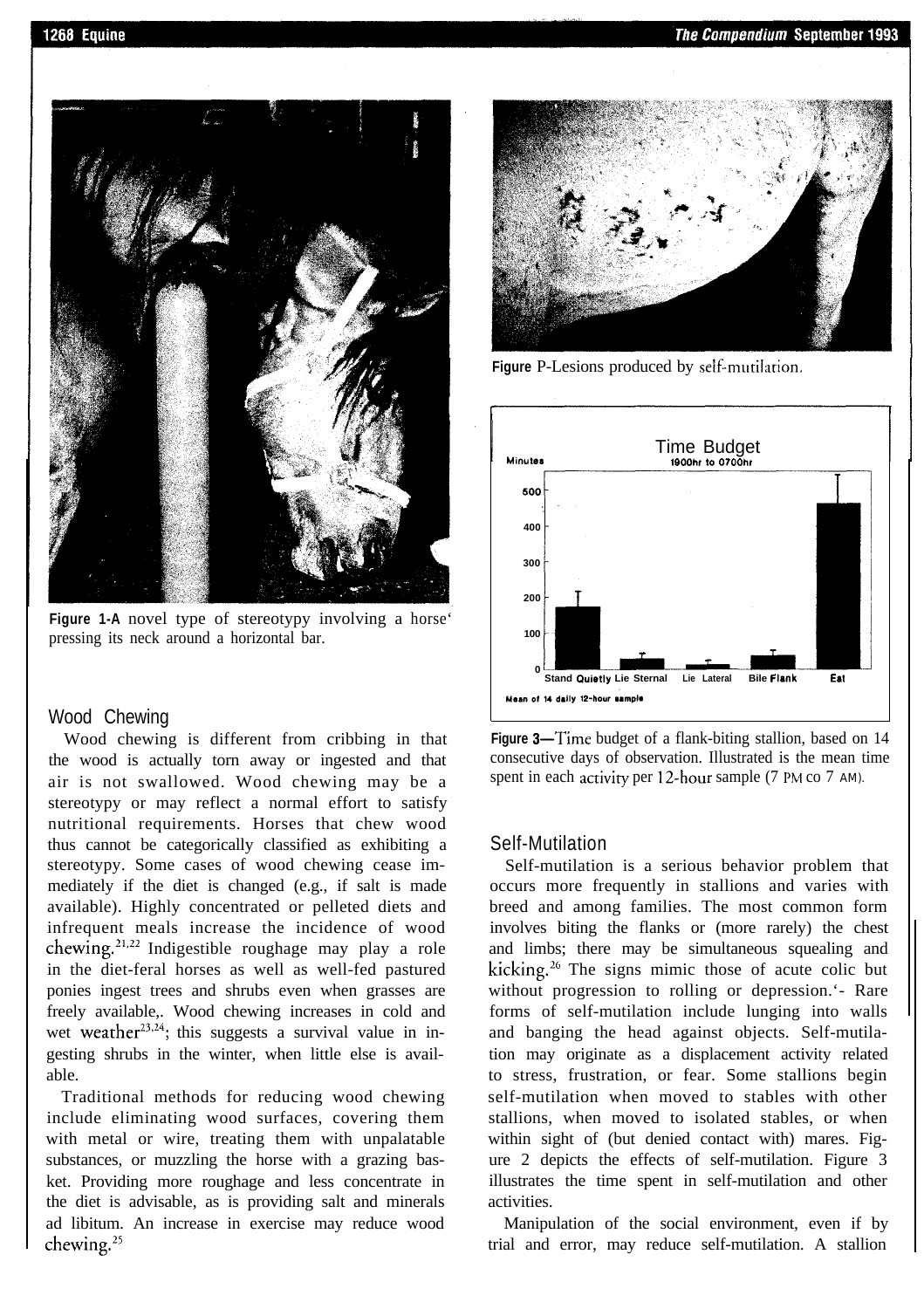Figure 1-A novel type of stereotypy involving a horse' pressing its neck around a horizontal bar.

Figure P-Lesions produced by self-mutilation.

Figure 3—Time budget of a flank-biting stallion, based on 14 consecutive days of observation. Illustrated is the mean time spent in each activity per 12-hour sample (7 PM co 7 AM).

## Wood Chewing

Wood chewing is different from cribbing in that the wood is actually torn away or ingested and that air is not swallowed. Wood chewing may be a stereotypy or may reflect a normal effort to satisfy nutritional requirements. Horses that chew wood thus cannot be categorically classified as exhibiting a stereotypy. Some cases of wood chewing cease immediately if the diet is changed (e.g., if salt is made available). Highly concentrated or pelleted diets and infrequent meals increase the incidence of wood chewing.[21,22] Indigestible roughage may play a role in the diet-feral horses as well as well-fed pastured ponies ingest trees and shrubs even when grasses are freely available,. Wood chewing increases in cold and wet weather[23,24]; this suggests a survival value in ingesting shrubs in the winter, when little else is available.

Traditional methods for reducing wood chewing include eliminating wood surfaces, covering them with metal or wire, treating them with unpalatable substances, or muzzling the horse with a grazing basket. Providing more roughage and less concentrate in the diet is advisable, as is providing salt and minerals ad libitum. An increase in exercise may reduce wood chewing.[25]

## Self-Mutilation

Self-mutilation is a serious behavior problem that occurs more frequently in stallions and varies with breed and among families. The most common form involves biting the flanks or (more rarely) the chest and limbs; there may be simultaneous squealing and kicking.[26] The signs mimic those of acute colic but without progression to rolling or depression.'- Rare forms of self-mutilation include lunging into walls and banging the head against objects. Self-mutilation may originate as a displacement activity related to stress, frustration, or fear. Some stallions begin self-mutilation when moved to stables with other stallions, when moved to isolated stables, or when within sight of (but denied contact with) mares. Figure 2 depicts the effects of self-mutilation. Figure 3 illustrates the time spent in self-mutilation and other activities.

Manipulation of the social environment, even if by trial and error, may reduce self-mutilation. A stallion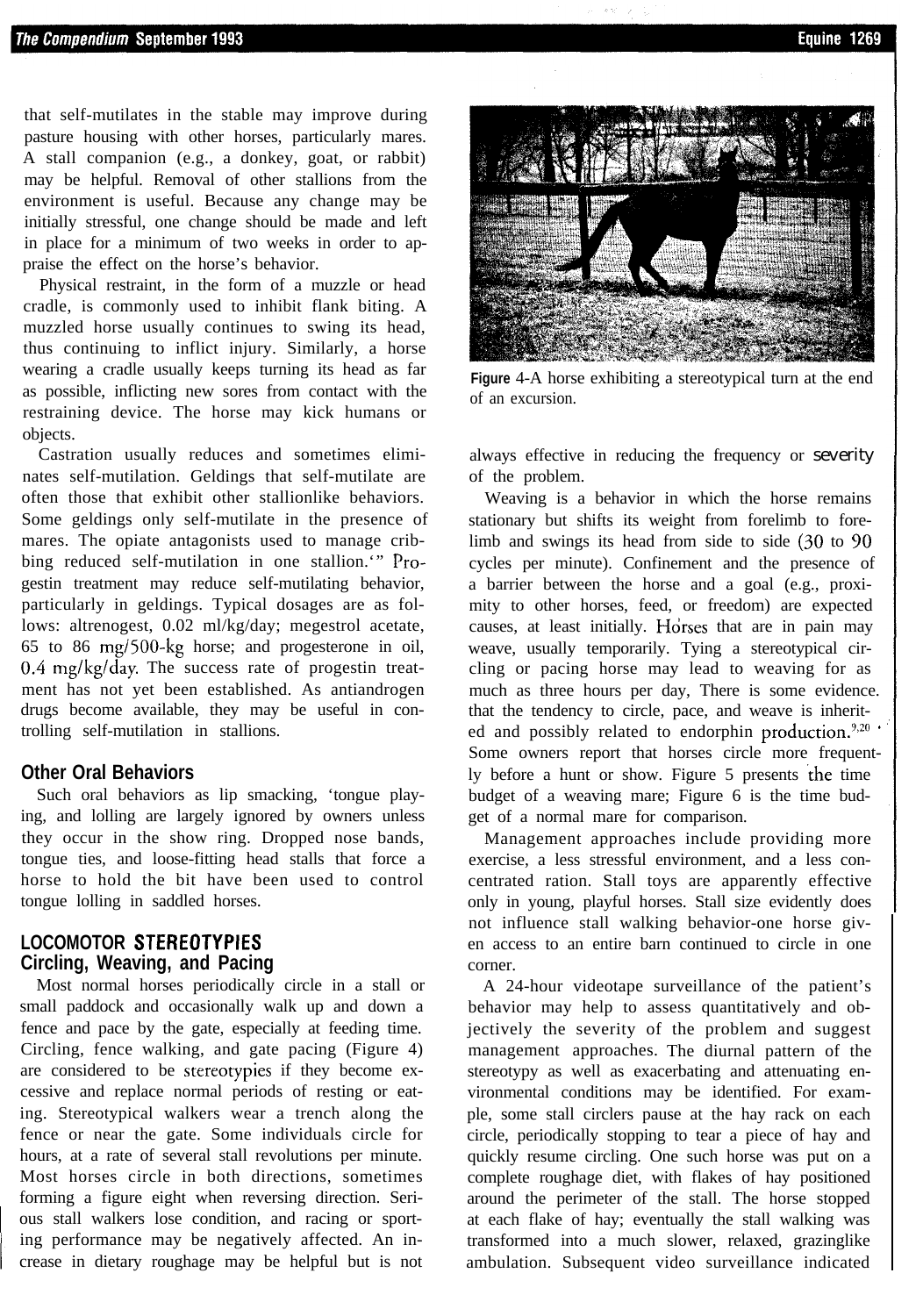that self-mutilates in the stable may improve during pasture housing with other horses, particularly mares. A stall companion (e.g., a donkey, goat, or rabbit) may be helpful. Removal of other stallions from the environment is useful. Because any change may be initially stressful, one change should be made and left in place for a minimum of two weeks in order to appraise the effect on the horse's behavior.

Physical restraint, in the form of a muzzle or head cradle, is commonly used to inhibit flank biting. A muzzled horse usually continues to swing its head, thus continuing to inflict injury. Similarly, a horse wearing a cradle usually keeps turning its head as far as possible, inflicting new sores from contact with the restraining device. The horse may kick humans or objects.

Castration usually reduces and sometimes eliminates self-mutilation. Geldings that self-mutilate are often those that exhibit other stallionlike behaviors. Some geldings only self-mutilate in the presence of mares. The opiate antagonists used to manage cribbing reduced self-mutilation in one stallion.[i] Progestin treatment may reduce self-mutilating behavior, particularly in geldings. Typical dosages are as follows: altrenogest, 0.02 ml/kg/day; megestrol acetate, 65 to 86 mg/500-kg horse; and progesterone in oil, 0.4 mg/kg/day. The success rate of progestin treatment has not yet been established. As antiandrogen drugs become available, they may be useful in controlling self-mutilation in stallions.

## Other Oral Behaviors

Such oral behaviors as lip smacking, 'tongue playing, and lolling are largely ignored by owners unless they occur in the show ring. Dropped nose bands, tongue ties, and loose-fitting head stalls that force a horse to hold the bit have been used to control tongue lolling in saddled horses.

## LOCOMOTOR STEREOTYPIES

### Circling, Weaving, and Pacing

Most normal horses periodically circle in a stall or small paddock and occasionally walk up and down a fence and pace by the gate, especially at feeding time. Circling, fence walking, and gate pacing (Figure 4) are considered to be stereotypies if they become excessive and replace normal periods of resting or eating. Stereotypical walkers wear a trench along the fence or near the gate. Some individuals circle for hours, at a rate of several stall revolutions per minute. Most horses circle in both directions, sometimes forming a figure eight when reversing direction. Serious stall walkers lose condition, and racing or sporting performance may be negatively affected. An increase in dietary roughage may be helpful but is not always effective in reducing the frequency or severity of the problem.

Figure 4-A horse exhibiting a stereotypical turn at the end of an excursion.

Weaving is a behavior in which the horse remains stationary but shifts its weight from forelimb to forelimb and swings its head from side to side (30 to 90 cycles per minute). Confinement and the presence of a barrier between the horse and a goal (e.g., proximity to other horses, feed, or freedom) are expected causes, at least initially. Horses that are in pain may weave, usually temporarily. Tying a stereotypical circling or pacing horse may lead to weaving for as much as three hours per day, There is some evidence. that the tendency to circle, pace, and weave is inherited and possibly related to endorphin production.[9,20] Some owners report that horses circle more frequently before a hunt or show. Figure 5 presents the time budget of a weaving mare; Figure 6 is the time budget of a normal mare for comparison.

Management approaches include providing more exercise, a less stressful environment, and a less concentrated ration. Stall toys are apparently effective only in young, playful horses. Stall size evidently does not influence stall walking behavior-one horse given access to an entire barn continued to circle in one corner.

A 24-hour videotape surveillance of the patient's behavior may help to assess quantitatively and objectively the severity of the problem and suggest management approaches. The diurnal pattern of the stereotypy as well as exacerbating and attenuating environmental conditions may be identified. For example, some stall circlers pause at the hay rack on each circle, periodically stopping to tear a piece of hay and quickly resume circling. One such horse was put on a complete roughage diet, with flakes of hay positioned around the perimeter of the stall. The horse stopped at each flake of hay; eventually the stall walking was transformed into a much slower, relaxed, grazinglike ambulation. Subsequent video surveillance indicated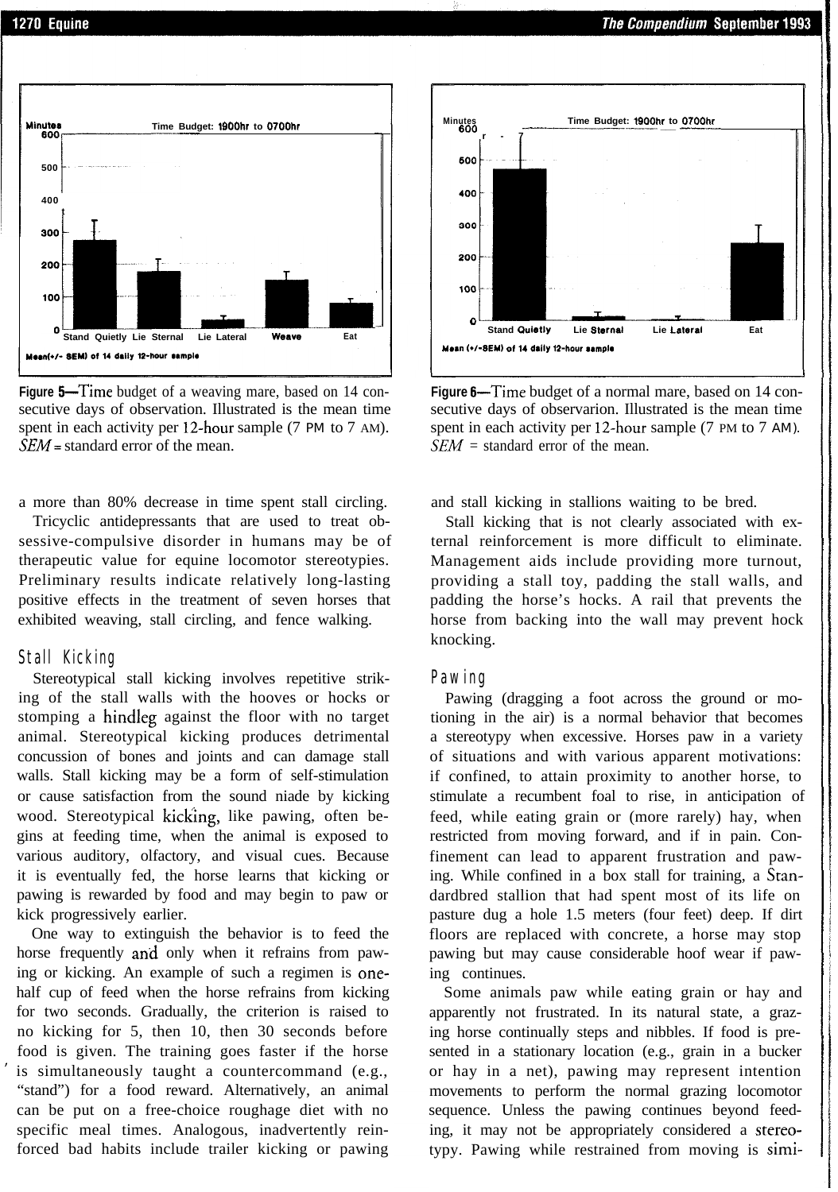Figure 5—Time budget of a weaving mare, based on 14 consecutive days of observation. Illustrated is the mean time spent in each activity per 12-hour sample (7 PM to 7 AM). *SEM* = standard error of the mean.

Figure 6—Time budget of a normal mare, based on 14 consecutive days of observarion. Illustrated is the mean time spent in each activity per 12-hour sample (7 PM to 7 AM). *SEM* = standard error of the mean.

a more than 80% decrease in time spent stall circling.

Tricyclic antidepressants that are used to treat obsessive-compulsive disorder in humans may be of therapeutic value for equine locomotor stereotypies. Preliminary results indicate relatively long-lasting positive effects in the treatment of seven horses that exhibited weaving, stall circling, and fence walking.

## Stall Kicking

Stereotypical stall kicking involves repetitive striking of the stall walls with the hooves or hocks or stomping a hindleg against the floor with no target animal. Stereotypical kicking produces detrimental concussion of bones and joints and can damage stall walls. Stall kicking may be a form of self-stimulation or cause satisfaction from the sound niade by kicking wood. Stereotypical kicking, like pawing, often begins at feeding time, when the animal is exposed to various auditory, olfactory, and visual cues. Because it is eventually fed, the horse learns that kicking or pawing is rewarded by food and may begin to paw or kick progressively earlier.

One way to extinguish the behavior is to feed the horse frequently and only when it refrains from pawing or kicking. An example of such a regimen is one-half cup of feed when the horse refrains from kicking for two seconds. Gradually, the criterion is raised to no kicking for 5, then 10, then 30 seconds before food is given. The training goes faster if the horse is simultaneously taught a countercommand (e.g., "stand") for a food reward. Alternatively, an animal can be put on a free-choice roughage diet with no specific meal times. Analogous, inadvertently reinforced bad habits include trailer kicking or pawing and stall kicking in stallions waiting to be bred.

Stall kicking that is not clearly associated with external reinforcement is more difficult to eliminate. Management aids include providing more turnout, providing a stall toy, padding the stall walls, and padding the horse's hocks. A rail that prevents the horse from backing into the wall may prevent hock knocking.

## Pawing

Pawing (dragging a foot across the ground or motioning in the air) is a normal behavior that becomes a stereotypy when excessive. Horses paw in a variety of situations and with various apparent motivations: if confined, to attain proximity to another horse, to stimulate a recumbent foal to rise, in anticipation of feed, while eating grain or (more rarely) hay, when restricted from moving forward, and if in pain. Confinement can lead to apparent frustration and pawing. While confined in a box stall for training, a Standardbred stallion that had spent most of its life on pasture dug a hole 1.5 meters (four feet) deep. If dirt floors are replaced with concrete, a horse may stop pawing but may cause considerable hoof wear if pawing continues.

Some animals paw while eating grain or hay and apparently not frustrated. In its natural state, a grazing horse continually steps and nibbles. If food is presented in a stationary location (e.g., grain in a bucker or hay in a net), pawing may represent intention movements to perform the normal grazing locomotor sequence. Unless the pawing continues beyond feeding, it may not be appropriately considered a stereotypy. Pawing while restrained from moving is simi-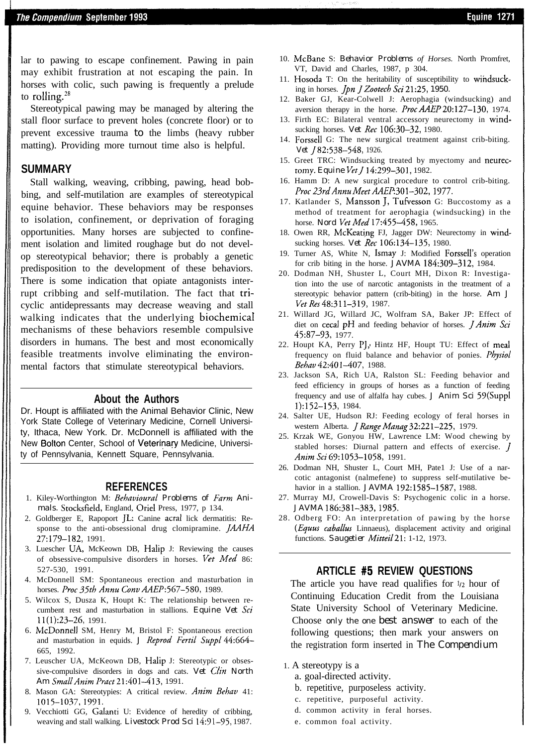lar to pawing to escape confinement. Pawing in pain may exhibit frustration at not escaping the pain. In horses with colic, such pawing is frequently a prelude to rolling.[28]

Stereotypical pawing may be managed by altering the stall floor surface to prevent holes (concrete floor) or to prevent excessive trauma to the limbs (heavy rubber matting). Providing more turnout time also is helpful.

## SUMMARY

Stall walking, weaving, cribbing, pawing, head bobbing, and self-mutilation are examples of stereotypical equine behavior. These behaviors may be responses to isolation, confinement, or deprivation of foraging opportunities. Many horses are subjected to confinement isolation and limited roughage but do not develop stereotypical behavior; there is probably a genetic predisposition to the development of these behaviors. There is some indication that opiate antagonists interrupt cribbing and self-mutilation. The fact that tricyclic antidepressants may decrease weaving and stall walking indicates that the underlying biochemical mechanisms of these behaviors resemble compulsive disorders in humans. The best and most economically feasible treatments involve eliminating the environmental factors that stimulate stereotypical behaviors.

### About the Authors

Dr. Houpt is affiliated with the Animal Behavior Clinic, New York State College of Veterinary Medicine, Cornell University, Ithaca, New York. Dr. McDonnell is affiliated with the New Bolton Center, School of Veterinary Medicine, University of Pennsylvania, Kennett Square, Pennsylvania.

## REFERENCES

1. Kiley-Worthington M: *Behavioural Problems of Farm Animals.* Stocksfield, England, Oriel Press, 1977, p 134.
2. Goldberger E, Rapoport JL: Canine acral lick dermatitis: Response to the anti-obsessional drug clomipramine. *JAAHA* 27:179–182, 1991.
3. Luescher UA, McKeown DB, Halip J: Reviewing the causes of obsessive-compulsive disorders in horses. *Vet Med* 86: 527-530, 1991.
4. McDonnell SM: Spontaneous erection and masturbation in horses. *Proc 35th Annu Conv AAEP*:567–580, 1989.
5. Wilcox S, Dusza K, Houpt K: The relationship between recumbent rest and masturbation in stallions. *Equine Vet Sci* 11(1):23–26, 1991.
6. McDonnell SM, Henry M, Bristol F: Spontaneous erection and masturbation in equids. *J Reprod Fertil Suppl* 44:664–665, 1992.
7. Leuscher UA, McKeown DB, Halip J: Stereotypic or obsessive-compulsive disorders in dogs and cats. *Vet Clin North Am Small Anim Pract* 21:401–413, 1991.
8. Mason GA: Stereotypies: A critical review. *Anim Behav* 41: 1015–1037, 1991.
9. Vecchiotti GG, Galanti U: Evidence of heredity of cribbing, weaving and stall walking. *Livestock Prod Sci* 14:91–95, 1987.
10. McBane S: *Behavior Problems of Horses.* North Promfret, VT, David and Charles, 1987, p 304.
11. Hosoda T: On the heritability of susceptibility to windsucking in horses. *Jpn J Zootech Sci* 21:25, 1950.
12. Baker GJ, Kear-Colwell J: Aerophagia (windsucking) and aversion therapy in the horse. *Proc AAEP* 20:127–130, 1974.
13. Firth EC: Bilateral ventral accessory neurectomy in windsucking horses. *Vet Rec* 106:30–32, 1980.
14. Forssell G: The new surgical treatment against crib-biting. *Vet J* 82:538–548, 1926.
15. Greet TRC: Windsucking treated by myectomy and neurectomy. *Equine Vet J* 14:299–301, 1982.
16. Hamm D: A new surgical procedure to control crib-biting. *Proc 23rd Annu Meet AAEP*:301–302, 1977.
17. Katlander S, Mansson J, Tufvesson G: Buccostomy as a method of treatment for aerophagia (windsucking) in the horse. *Nord Vet Med* 17:455–458, 1965.
18. Owen RR, McKeating FJ, Jagger DW: Neurectomy in windsucking horses. *Vet Rec* 106:134–135, 1980.
19. Turner AS, White N, Ismay J: Modified Forssell's operation for crib biting in the horse. *JAVMA* 184:309–312, 1984.
20. Dodman NH, Shuster L, Court MH, Dixon R: Investigation into the use of narcotic antagonists in the treatment of a stereotypic behavior pattern (crib-biting) in the horse. *Am J Vet Res* 48:311–319, 1987.
21. Willard JG, Willard JC, Wolfram SA, Baker JP: Effect of diet on cecal pH and feeding behavior of horses. *J Anim Sci* 45:87–93, 1977.
22. Houpt KA, Perry PJ, Hintz HF, Houpt TU: Effect of meal frequency on fluid balance and behavior of ponies. *Physiol Behav* 42:401–407, 1988.
23. Jackson SA, Rich UA, Ralston SL: Feeding behavior and feed efficiency in groups of horses as a function of feeding frequency and use of alfalfa hay cubes. *J Anim Sci* 59(Suppl 1):152–153, 1984.
24. Salter UE, Hudson RJ: Feeding ecology of feral horses in western Alberta. *J Range Manag* 32:221–225, 1979.
25. Krzak WE, Gonyou HW, Lawrence LM: Wood chewing by stabled horses: Diurnal pattern and effects of exercise. *J Anim Sci* 69:1053–1058, 1991.
26. Dodman NH, Shuster L, Court MH, Patel J: Use of a narcotic antagonist (nalmefene) to suppress self-mutilative behavior in a stallion. *JAVMA* 192:1585–1587, 1988.
27. Murray MJ, Crowell-Davis S: Psychogenic colic in a horse. *JAVMA* 186:381–383, 1985.
28. Odberg FO: An interpretation of pawing by the horse (*Equus caballus* Linnaeus), displacement activity and original functions. *Saugetier Mitteil* 21: 1-12, 1973.

## ARTICLE #5 REVIEW QUESTIONS

The article you have read qualifies for 1/2 hour of Continuing Education Credit from the Louisiana State University School of Veterinary Medicine. Choose only the one best answer to each of the following questions; then mark your answers on the registration form inserted in *The Compendium*

1. A stereotypy is a
   a. goal-directed activity.
   b. repetitive, purposeless activity.
   c. repetitive, purposeful activity.
   d. common activity in feral horses.
   e. common foal activity.